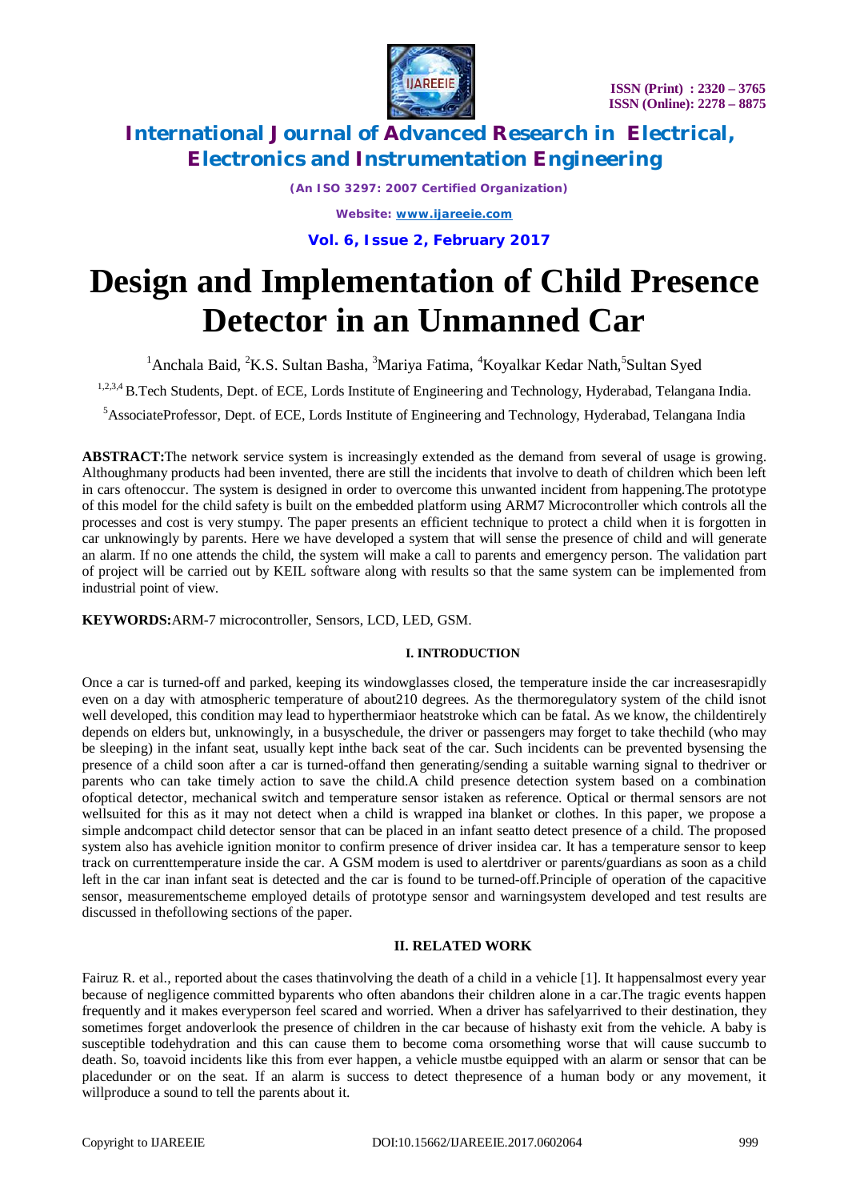# Design and Implementation of Child Presence Detector in an Unmanned Car

[1]Anchala Baid, [2]K.S. Sultan Basha, [3]Mariya Fatima, [4]Koyalkar Kedar Nath,[5]Sultan Syed

[1,2,3,4] B.Tech Students, Dept. of ECE, Lords Institute of Engineering and Technology, Hyderabad, Telangana India.

[5]AssociateProfessor, Dept. of ECE, Lords Institute of Engineering and Technology, Hyderabad, Telangana India

**ABSTRACT:**The network service system is increasingly extended as the demand from several of usage is growing. Althoughmany products had been invented, there are still the incidents that involve to death of children which been left in cars oftenoccur. The system is designed in order to overcome this unwanted incident from happening.The prototype of this model for the child safety is built on the embedded platform using ARM7 Microcontroller which controls all the processes and cost is very stumpy. The paper presents an efficient technique to protect a child when it is forgotten in car unknowingly by parents. Here we have developed a system that will sense the presence of child and will generate an alarm. If no one attends the child, the system will make a call to parents and emergency person. The validation part of project will be carried out by KEIL software along with results so that the same system can be implemented from industrial point of view.

**KEYWORDS:**ARM-7 microcontroller, Sensors, LCD, LED, GSM.

## I. INTRODUCTION

Once a car is turned-off and parked, keeping its windowglasses closed, the temperature inside the car increasesrapidly even on a day with atmospheric temperature of about210 degrees. As the thermoregulatory system of the child isnot well developed, this condition may lead to hyperthermiaor heatstroke which can be fatal. As we know, the childentirely depends on elders but, unknowingly, in a busyschedule, the driver or passengers may forget to take thechild (who may be sleeping) in the infant seat, usually kept inthe back seat of the car. Such incidents can be prevented bysensing the presence of a child soon after a car is turned-offand then generating/sending a suitable warning signal to thedriver or parents who can take timely action to save the child.A child presence detection system based on a combination ofoptical detector, mechanical switch and temperature sensor istaken as reference. Optical or thermal sensors are not wellsuited for this as it may not detect when a child is wrapped ina blanket or clothes. In this paper, we propose a simple andcompact child detector sensor that can be placed in an infant seatto detect presence of a child. The proposed system also has avehicle ignition monitor to confirm presence of driver insidea car. It has a temperature sensor to keep track on currenttemperature inside the car. A GSM modem is used to alertdriver or parents/guardians as soon as a child left in the car inan infant seat is detected and the car is found to be turned-off.Principle of operation of the capacitive sensor, measurementscheme employed details of prototype sensor and warningsystem developed and test results are discussed in thefollowing sections of the paper.

## II. RELATED WORK

Fairuz R. et al., reported about the cases thatinvolving the death of a child in a vehicle [1]. It happensalmost every year because of negligence committed byparents who often abandons their children alone in a car.The tragic events happen frequently and it makes everyperson feel scared and worried. When a driver has safelyarrived to their destination, they sometimes forget andoverlook the presence of children in the car because of hishasty exit from the vehicle. A baby is susceptible todehydration and this can cause them to become coma orsomething worse that will cause succumb to death. So, toavoid incidents like this from ever happen, a vehicle mustbe equipped with an alarm or sensor that can be placedunder or on the seat. If an alarm is success to detect thepresence of a human body or any movement, it willproduce a sound to tell the parents about it.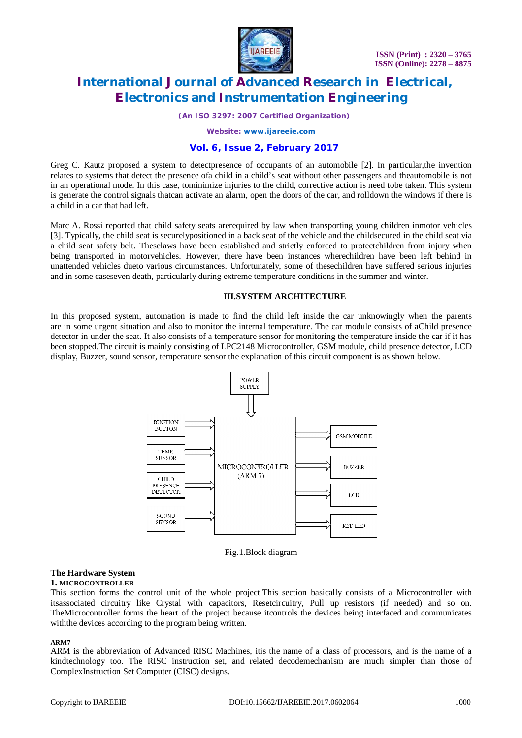Greg C. Kautz proposed a system to detectpresence of occupants of an automobile [2]. In particular,the invention relates to systems that detect the presence ofa child in a child's seat without other passengers and theautomobile is not in an operational mode. In this case, tominimize injuries to the child, corrective action is need tobe taken. This system is generate the control signals thatcan activate an alarm, open the doors of the car, and rolldown the windows if there is a child in a car that had left.

Marc A. Rossi reported that child safety seats arerequired by law when transporting young children inmotor vehicles [3]. Typically, the child seat is securelypositioned in a back seat of the vehicle and the childsecured in the child seat via a child seat safety belt. Theselaws have been established and strictly enforced to protectchildren from injury when being transported in motorvehicles. However, there have been instances wherechildren have been left behind in unattended vehicles dueto various circumstances. Unfortunately, some of thesechildren have suffered serious injuries and in some caseseven death, particularly during extreme temperature conditions in the summer and winter.

## III.SYSTEM ARCHITECTURE

In this proposed system, automation is made to find the child left inside the car unknowingly when the parents are in some urgent situation and also to monitor the internal temperature. The car module consists of aChild presence detector in under the seat. It also consists of a temperature sensor for monitoring the temperature inside the car if it has been stopped.The circuit is mainly consisting of LPC2148 Microcontroller, GSM module, child presence detector, LCD display, Buzzer, sound sensor, temperature sensor the explanation of this circuit component is as shown below.

POWER SUPPLY

IGNITION BUTTON

TEMP SENSOR

CHILD PRESENCE DETECTOR

SOUND SENSOR

MICROCONTROLLER (ARM 7)

GSM MODULE

BUZZER

LCD

RED LED

Fig.1.Block diagram

### The Hardware System

**1. MICROCONTROLLER**

This section forms the control unit of the whole project.This section basically consists of a Microcontroller with itsassociated circuitry like Crystal with capacitors, Resetcircuitry, Pull up resistors (if needed) and so on. TheMicrocontroller forms the heart of the project because itcontrols the devices being interfaced and communicates withthe devices according to the program being written.

**ARM7**

ARM is the abbreviation of Advanced RISC Machines, itis the name of a class of processors, and is the name of a kindtechnology too. The RISC instruction set, and related decodemechanism are much simpler than those of ComplexInstruction Set Computer (CISC) designs.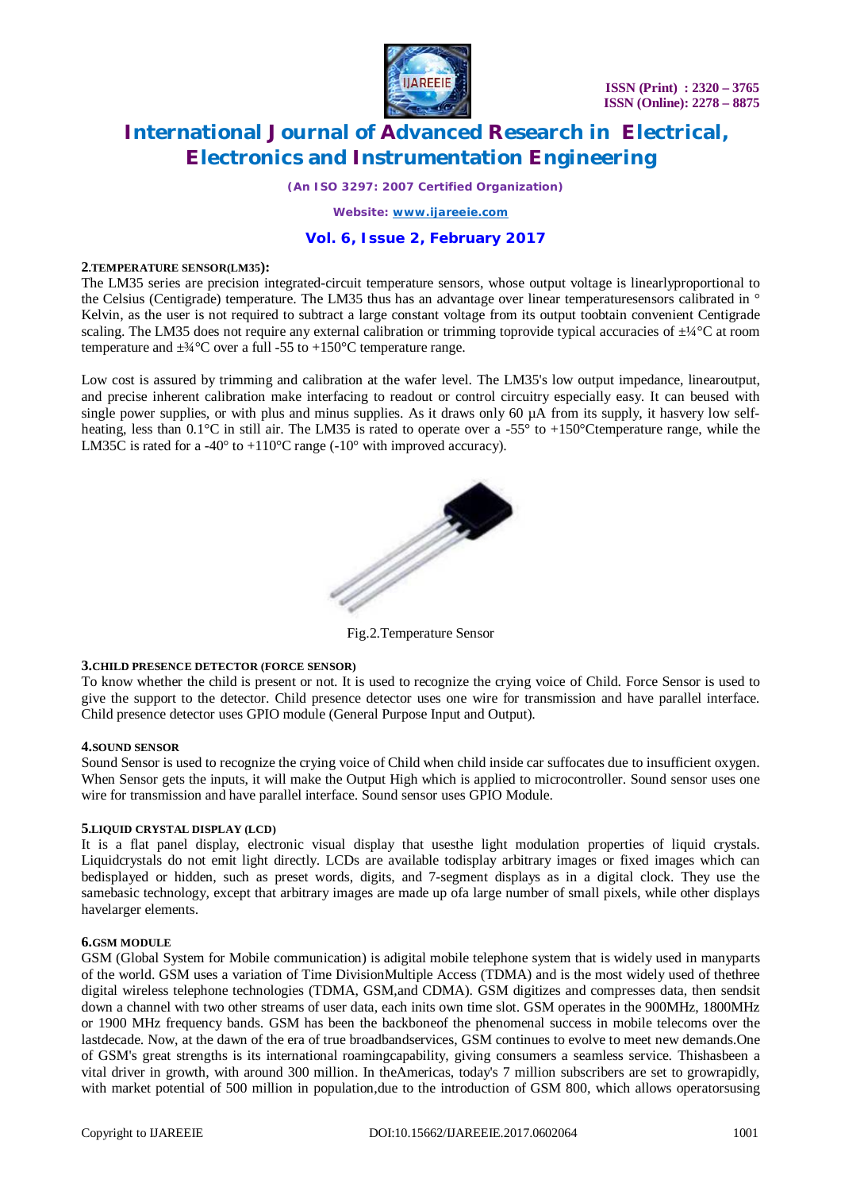**2.TEMPERATURE SENSOR(LM35):**

The LM35 series are precision integrated-circuit temperature sensors, whose output voltage is linearlyproportional to the Celsius (Centigrade) temperature. The LM35 thus has an advantage over linear temperaturesensors calibrated in ° Kelvin, as the user is not required to subtract a large constant voltage from its output toobtain convenient Centigrade scaling. The LM35 does not require any external calibration or trimming toprovide typical accuracies of ±¼°C at room temperature and ±¾°C over a full -55 to +150°C temperature range.

Low cost is assured by trimming and calibration at the wafer level. The LM35's low output impedance, linearoutput, and precise inherent calibration make interfacing to readout or control circuitry especially easy. It can beused with single power supplies, or with plus and minus supplies. As it draws only 60 µA from its supply, it hasvery low self-heating, less than 0.1°C in still air. The LM35 is rated to operate over a -55° to +150°Ctemperature range, while the LM35C is rated for a -40° to +110°C range (-10° with improved accuracy).

Fig.2.Temperature Sensor

**3.CHILD PRESENCE DETECTOR (FORCE SENSOR)**

To know whether the child is present or not. It is used to recognize the crying voice of Child. Force Sensor is used to give the support to the detector. Child presence detector uses one wire for transmission and have parallel interface. Child presence detector uses GPIO module (General Purpose Input and Output).

**4.SOUND SENSOR**

Sound Sensor is used to recognize the crying voice of Child when child inside car suffocates due to insufficient oxygen. When Sensor gets the inputs, it will make the Output High which is applied to microcontroller. Sound sensor uses one wire for transmission and have parallel interface. Sound sensor uses GPIO Module.

**5.LIQUID CRYSTAL DISPLAY (LCD)**

It is a flat panel display, electronic visual display that usesthe light modulation properties of liquid crystals. Liquidcrystals do not emit light directly. LCDs are available todisplay arbitrary images or fixed images which can bedisplayed or hidden, such as preset words, digits, and 7-segment displays as in a digital clock. They use the samebasic technology, except that arbitrary images are made up ofa large number of small pixels, while other displays havelarger elements.

**6.GSM MODULE**

GSM (Global System for Mobile communication) is adigital mobile telephone system that is widely used in manyparts of the world. GSM uses a variation of Time DivisionMultiple Access (TDMA) and is the most widely used of thethree digital wireless telephone technologies (TDMA, GSM,and CDMA). GSM digitizes and compresses data, then sendsit down a channel with two other streams of user data, each inits own time slot. GSM operates in the 900MHz, 1800MHz or 1900 MHz frequency bands. GSM has been the backboneof the phenomenal success in mobile telecoms over the lastdecade. Now, at the dawn of the era of true broadbandservices, GSM continues to evolve to meet new demands.One of GSM's great strengths is its international roamingcapability, giving consumers a seamless service. Thishasbeen a vital driver in growth, with around 300 million. In theAmericas, today's 7 million subscribers are set to growrapidly, with market potential of 500 million in population,due to the introduction of GSM 800, which allows operatorsusing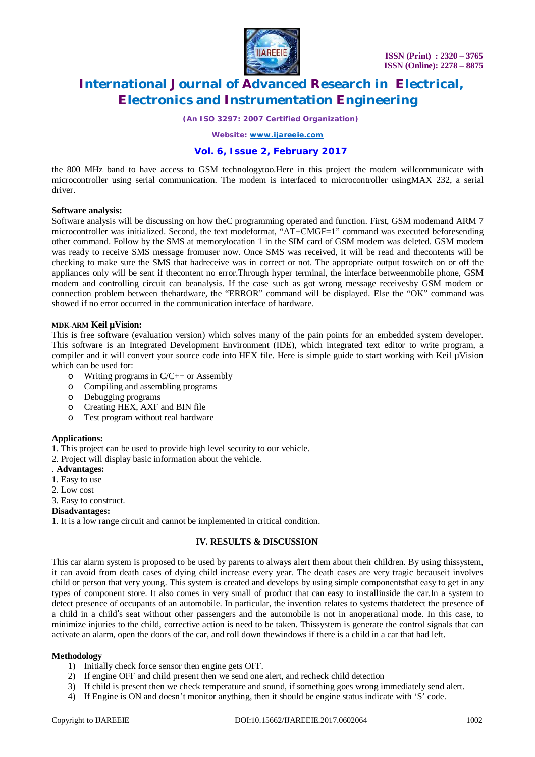the 800 MHz band to have access to GSM technologytoo.Here in this project the modem willcommunicate with microcontroller using serial communication. The modem is interfaced to microcontroller usingMAX 232, a serial driver.

**Software analysis:**

Software analysis will be discussing on how theC programming operated and function. First, GSM modemand ARM 7 microcontroller was initialized. Second, the text modeformat, "AT+CMGF=1" command was executed beforesending other command. Follow by the SMS at memorylocation 1 in the SIM card of GSM modem was deleted. GSM modem was ready to receive SMS message fromuser now. Once SMS was received, it will be read and thecontents will be checking to make sure the SMS that hadreceive was in correct or not. The appropriate output toswitch on or off the appliances only will be sent if thecontent no error.Through hyper terminal, the interface betweenmobile phone, GSM modem and controlling circuit can beanalysis. If the case such as got wrong message receivesby GSM modem or connection problem between thehardware, the "ERROR" command will be displayed. Else the "OK" command was showed if no error occurred in the communication interface of hardware.

**MDK-ARM Keil µVision:**

This is free software (evaluation version) which solves many of the pain points for an embedded system developer. This software is an Integrated Development Environment (IDE), which integrated text editor to write program, a compiler and it will convert your source code into HEX file. Here is simple guide to start working with Keil µVision which can be used for:

- Writing programs in C/C++ or Assembly
- Compiling and assembling programs
- Debugging programs
- Creating HEX, AXF and BIN file
- Test program without real hardware

**Applications:**

1. This project can be used to provide high level security to our vehicle.
2. Project will display basic information about the vehicle.

. **Advantages:**

1. Easy to use
2. Low cost
3. Easy to construct.

**Disadvantages:**

1. It is a low range circuit and cannot be implemented in critical condition.

## IV. RESULTS & DISCUSSION

This car alarm system is proposed to be used by parents to always alert them about their children. By using thissystem, it can avoid from death cases of dying child increase every year. The death cases are very tragic becauseit involves child or person that very young. This system is created and develops by using simple componentsthat easy to get in any types of component store. It also comes in very small of product that can easy to installinside the car.In a system to detect presence of occupants of an automobile. In particular, the invention relates to systems thatdetect the presence of a child in a child′s seat without other passengers and the automobile is not in anoperational mode. In this case, to minimize injuries to the child, corrective action is need to be taken. Thissystem is generate the control signals that can activate an alarm, open the doors of the car, and roll down thewindows if there is a child in a car that has left.

**Methodology**

1) Initially check force sensor then engine gets OFF.
2) If engine OFF and child present then we send one alert, and recheck child detection
3) If child is present then we check temperature and sound, if something goes wrong immediately send alert.
4) If Engine is ON and doesn't monitor anything, then it should be engine status indicate with 'S' code.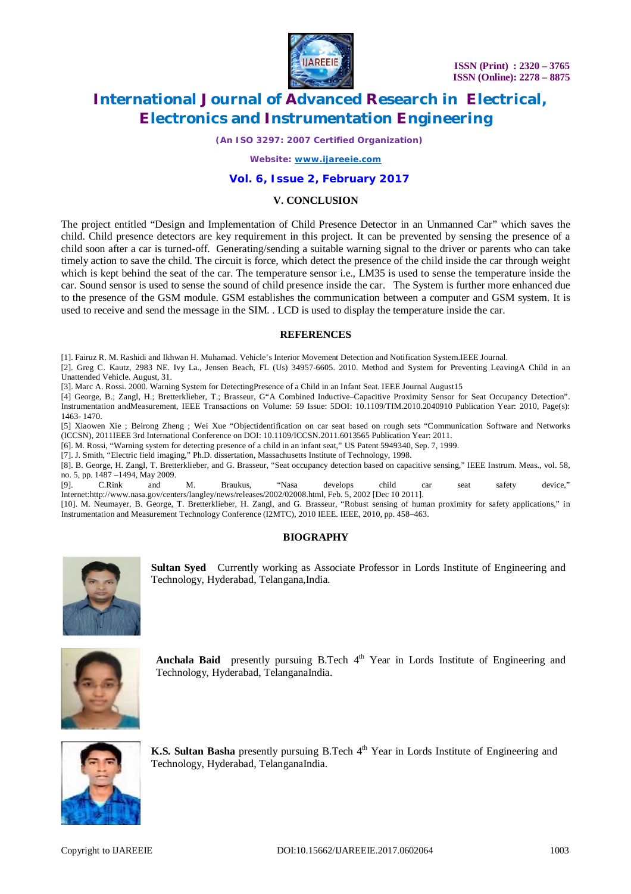## V. CONCLUSION

The project entitled "Design and Implementation of Child Presence Detector in an Unmanned Car" which saves the child. Child presence detectors are key requirement in this project. It can be prevented by sensing the presence of a child soon after a car is turned-off. Generating/sending a suitable warning signal to the driver or parents who can take timely action to save the child. The circuit is force, which detect the presence of the child inside the car through weight which is kept behind the seat of the car. The temperature sensor i.e., LM35 is used to sense the temperature inside the car. Sound sensor is used to sense the sound of child presence inside the car. The System is further more enhanced due to the presence of the GSM module. GSM establishes the communication between a computer and GSM system. It is used to receive and send the message in the SIM. . LCD is used to display the temperature inside the car.

## REFERENCES

[1]. Fairuz R. M. Rashidi and Ikhwan H. Muhamad. Vehicle's Interior Movement Detection and Notification System.IEEE Journal.

[2]. Greg C. Kautz, 2983 NE. Ivy La., Jensen Beach, FL (Us) 34957-6605. 2010. Method and System for Preventing LeavingA Child in an Unattended Vehicle. August, 31.

[3]. Marc A. Rossi. 2000. Warning System for DetectingPresence of a Child in an Infant Seat. IEEE Journal August15

[4] George, B.; Zangl, H.; Bretterklieber, T.; Brasseur, G"A Combined Inductive–Capacitive Proximity Sensor for Seat Occupancy Detection". Instrumentation andMeasurement, IEEE Transactions on Volume: 59 Issue: 5DOI: 10.1109/TIM.2010.2040910 Publication Year: 2010, Page(s): 1463- 1470.

[5] Xiaowen Xie ; Beirong Zheng ; Wei Xue "Objectidentification on car seat based on rough sets "Communication Software and Networks (ICCSN), 2011IEEE 3rd International Conference on DOI: 10.1109/ICCSN.2011.6013565 Publication Year: 2011.

[6]. M. Rossi, "Warning system for detecting presence of a child in an infant seat," US Patent 5949340, Sep. 7, 1999.

[7]. J. Smith, "Electric field imaging," Ph.D. dissertation, Massachusetts Institute of Technology, 1998.

[8]. B. George, H. Zangl, T. Bretterklieber, and G. Brasseur, "Seat occupancy detection based on capacitive sensing," IEEE Instrum. Meas., vol. 58, no. 5, pp. 1487 –1494, May 2009.

[9]. C.Rink and M. Braukus, "Nasa develops child car seat safety device," Internet:http://www.nasa.gov/centers/langley/news/releases/2002/02008.html, Feb. 5, 2002 [Dec 10 2011].

[10]. M. Neumayer, B. George, T. Bretterklieber, H. Zangl, and G. Brasseur, "Robust sensing of human proximity for safety applications," in Instrumentation and Measurement Technology Conference (I2MTC), 2010 IEEE. IEEE, 2010, pp. 458–463.

## BIOGRAPHY

**Sultan Syed** Currently working as Associate Professor in Lords Institute of Engineering and Technology, Hyderabad, Telangana,India.

**Anchala Baid** presently pursuing B.Tech 4th Year in Lords Institute of Engineering and Technology, Hyderabad, TelanganaIndia.

**K.S. Sultan Basha** presently pursuing B.Tech 4th Year in Lords Institute of Engineering and Technology, Hyderabad, TelanganaIndia.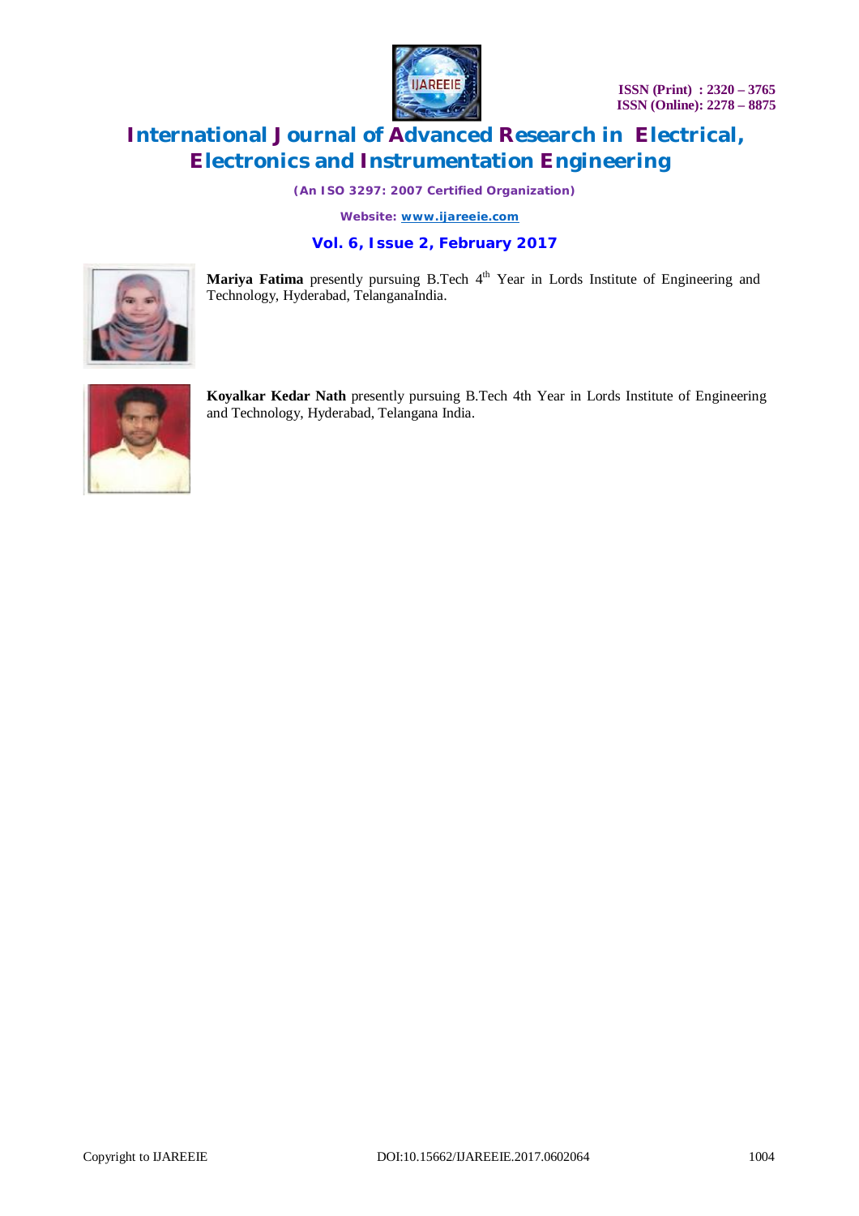**Mariya Fatima** presently pursuing B.Tech 4th Year in Lords Institute of Engineering and Technology, Hyderabad, TelanganaIndia.

**Koyalkar Kedar Nath** presently pursuing B.Tech 4th Year in Lords Institute of Engineering and Technology, Hyderabad, Telangana India.